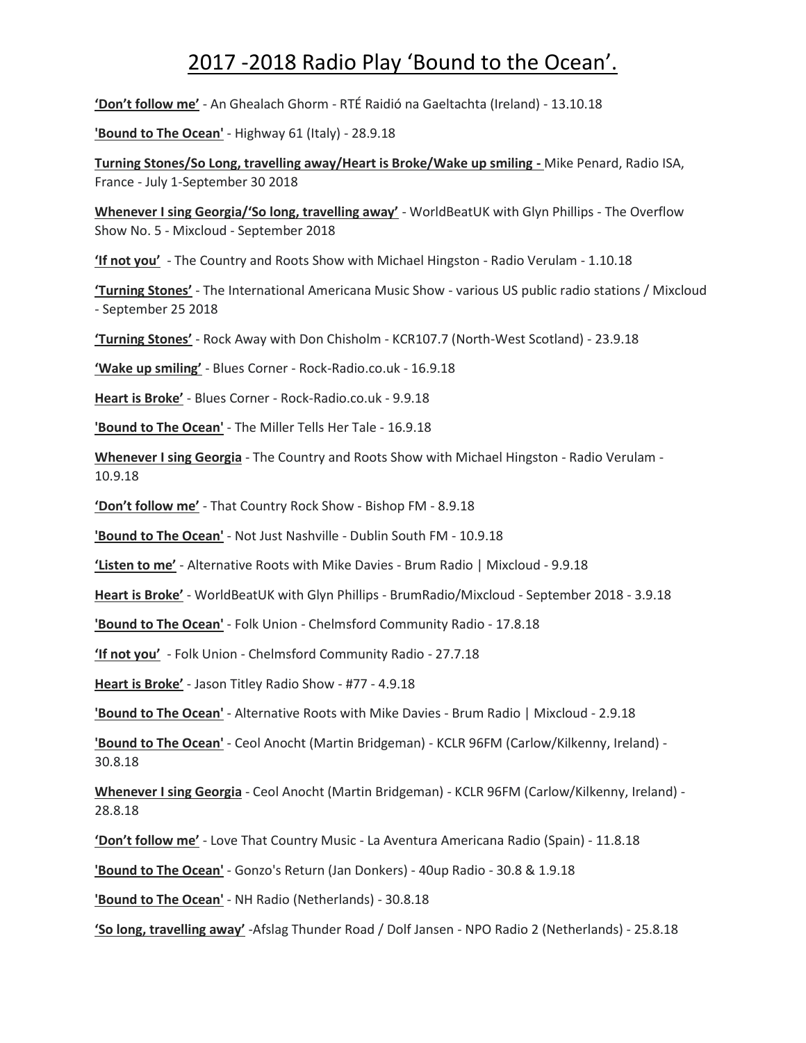# 2017 -2018 Radio Play 'Bound to the Ocean'.

**'Don't follow me'** - An Ghealach Ghorm - RTÉ Raidió na Gaeltachta (Ireland) - 13.10.18

**'Bound to The Ocean'** - Highway 61 (Italy) - 28.9.18

**Turning Stones/So Long, travelling away/Heart is Broke/Wake up smiling -** Mike Penard, Radio ISA, France - July 1-September 30 2018

**Whenever I sing Georgia/'So long, travelling away'** - WorldBeatUK with Glyn Phillips - The Overflow Show No. 5 - Mixcloud - September 2018

**'If not you'** - The Country and Roots Show with Michael Hingston - Radio Verulam - 1.10.18

**'Turning Stones'** - The International Americana Music Show - various US public radio stations / Mixcloud - September 25 2018

**'Turning Stones'** - Rock Away with Don Chisholm - KCR107.7 (North-West Scotland) - 23.9.18

**'Wake up smiling'** - Blues Corner - Rock-Radio.co.uk - 16.9.18

**Heart is Broke'** - Blues Corner - Rock-Radio.co.uk - 9.9.18

**'Bound to The Ocean'** - The Miller Tells Her Tale - 16.9.18

**Whenever I sing Georgia** - The Country and Roots Show with Michael Hingston - Radio Verulam - 10.9.18

**'Don't follow me'** - That Country Rock Show - Bishop FM - 8.9.18

**'Bound to The Ocean'** - Not Just Nashville - Dublin South FM - 10.9.18

**'Listen to me'** - Alternative Roots with Mike Davies - Brum Radio | Mixcloud - 9.9.18

**Heart is Broke'** - WorldBeatUK with Glyn Phillips - BrumRadio/Mixcloud - September 2018 - 3.9.18

**'Bound to The Ocean'** - Folk Union - Chelmsford Community Radio - 17.8.18

**'If not you'** - Folk Union - Chelmsford Community Radio - 27.7.18

**Heart is Broke'** - Jason Titley Radio Show - #77 - 4.9.18

**'Bound to The Ocean'** - Alternative Roots with Mike Davies - Brum Radio | Mixcloud - 2.9.18

**'Bound to The Ocean'** - Ceol Anocht (Martin Bridgeman) - KCLR 96FM (Carlow/Kilkenny, Ireland) - 30.8.18

**Whenever I sing Georgia** - Ceol Anocht (Martin Bridgeman) - KCLR 96FM (Carlow/Kilkenny, Ireland) - 28.8.18

**'Don't follow me'** - Love That Country Music - La Aventura Americana Radio (Spain) - 11.8.18

**'Bound to The Ocean'** - Gonzo's Return (Jan Donkers) - 40up Radio - 30.8 & 1.9.18

**'Bound to The Ocean'** - NH Radio (Netherlands) - 30.8.18

**'So long, travelling away'** -Afslag Thunder Road / Dolf Jansen - NPO Radio 2 (Netherlands) - 25.8.18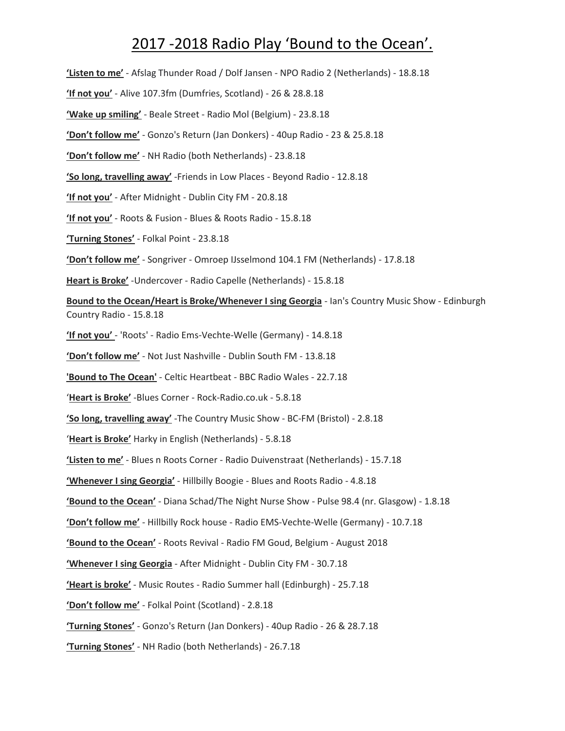# 2017 -2018 Radio Play 'Bound to the Ocean'.

**'Listen to me'** - Afslag Thunder Road / Dolf Jansen - NPO Radio 2 (Netherlands) - 18.8.18

**'If not you'** - Alive 107.3fm (Dumfries, Scotland) - 26 & 28.8.18

**'Wake up smiling'** - Beale Street - Radio Mol (Belgium) - 23.8.18

**'Don't follow me'** - Gonzo's Return (Jan Donkers) - 40up Radio - 23 & 25.8.18

**'Don't follow me'** - NH Radio (both Netherlands) - 23.8.18

**'So long, travelling away'** -Friends in Low Places - Beyond Radio - 12.8.18

**'If not you'** - After Midnight - Dublin City FM - 20.8.18

**'If not you'** - Roots & Fusion - Blues & Roots Radio - 15.8.18

**'Turning Stones'** - Folkal Point - 23.8.18

**'Don't follow me'** - Songriver - Omroep IJsselmond 104.1 FM (Netherlands) - 17.8.18

**Heart is Broke'** -Undercover - Radio Capelle (Netherlands) - 15.8.18

**Bound to the Ocean/Heart is Broke/Whenever I sing Georgia** - Ian's Country Music Show - Edinburgh Country Radio - 15.8.18

**'If not you'** - 'Roots' - Radio Ems-Vechte-Welle (Germany) - 14.8.18

**'Don't follow me'** - Not Just Nashville - Dublin South FM - 13.8.18

**'Bound to The Ocean'** - Celtic Heartbeat - BBC Radio Wales - 22.7.18

'**Heart is Broke'** -Blues Corner - Rock-Radio.co.uk - 5.8.18

**'So long, travelling away'** -The Country Music Show - BC-FM (Bristol) - 2.8.18

'**Heart is Broke'** Harky in English (Netherlands) - 5.8.18

**'Listen to me'** - Blues n Roots Corner - Radio Duivenstraat (Netherlands) - 15.7.18

**'Whenever I sing Georgia'** - Hillbilly Boogie - Blues and Roots Radio - 4.8.18

**'Bound to the Ocean'** - Diana Schad/The Night Nurse Show - Pulse 98.4 (nr. Glasgow) - 1.8.18

**'Don't follow me'** - Hillbilly Rock house - Radio EMS-Vechte-Welle (Germany) - 10.7.18

**'Bound to the Ocean'** - Roots Revival - Radio FM Goud, Belgium - August 2018

**'Whenever I sing Georgia** - After Midnight - Dublin City FM - 30.7.18

**'Heart is broke'** - Music Routes - Radio Summer hall (Edinburgh) - 25.7.18

**'Don't follow me'** - Folkal Point (Scotland) - 2.8.18

**'Turning Stones'** - Gonzo's Return (Jan Donkers) - 40up Radio - 26 & 28.7.18

**'Turning Stones'** - NH Radio (both Netherlands) - 26.7.18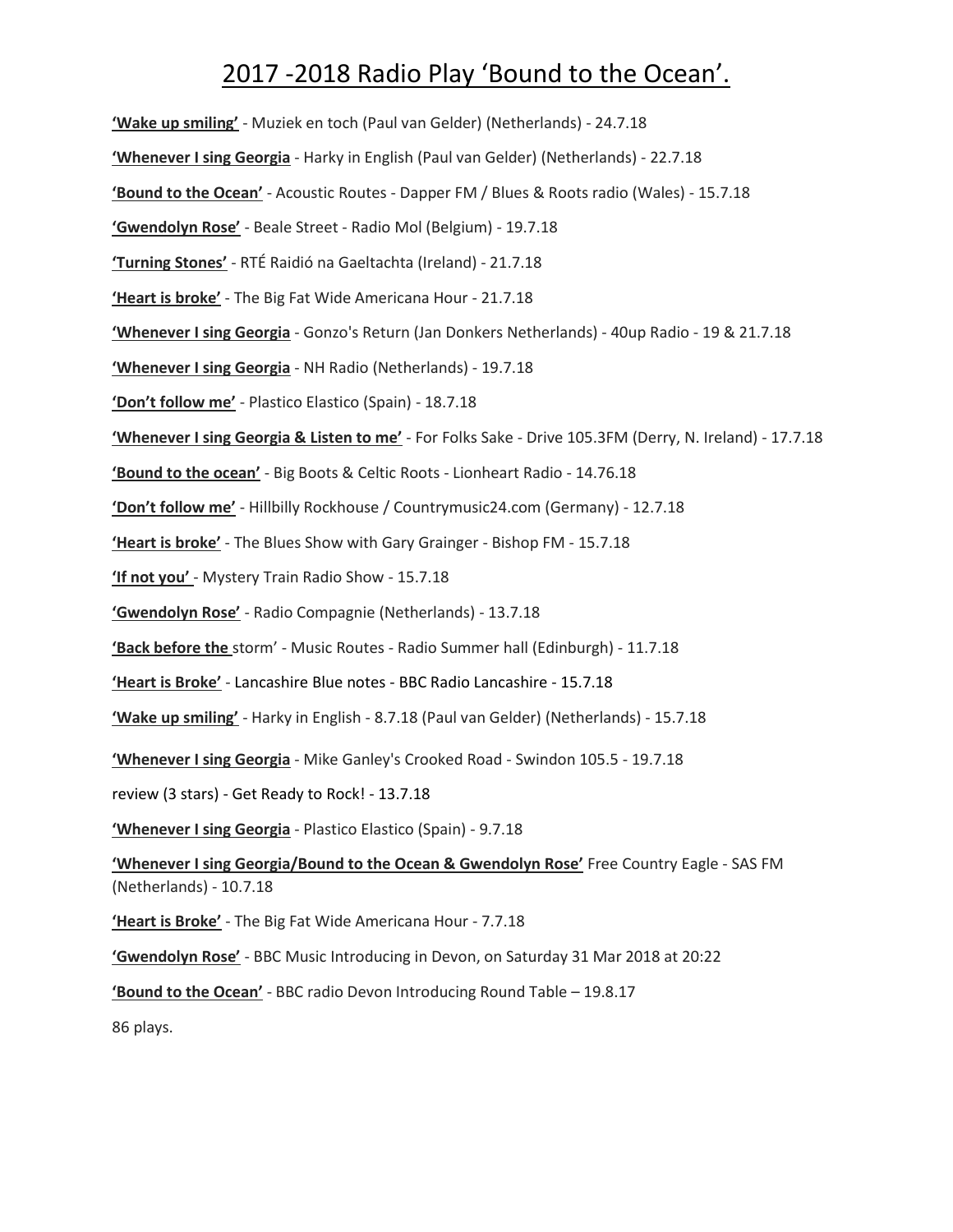# 2017 -2018 Radio Play 'Bound to the Ocean'.

**'Wake up smiling'** - Muziek en toch (Paul van Gelder) (Netherlands) - 24.7.18

**'Whenever I sing Georgia** - Harky in English (Paul van Gelder) (Netherlands) - 22.7.18

**'Bound to the Ocean'** - Acoustic Routes - Dapper FM / Blues & Roots radio (Wales) - 15.7.18

**'Gwendolyn Rose'** - Beale Street - Radio Mol (Belgium) - 19.7.18

**'Turning Stones'** - RTÉ Raidió na Gaeltachta (Ireland) - 21.7.18

**'Heart is broke'** - The Big Fat Wide Americana Hour - 21.7.18

**'Whenever I sing Georgia** - Gonzo's Return (Jan Donkers Netherlands) - 40up Radio - 19 & 21.7.18

**'Whenever I sing Georgia** - NH Radio (Netherlands) - 19.7.18

**'Don't follow me'** - Plastico Elastico (Spain) - 18.7.18

**'Whenever I sing Georgia & Listen to me'** - For Folks Sake - Drive 105.3FM (Derry, N. Ireland) - 17.7.18

**'Bound to the ocean'** - Big Boots & Celtic Roots - Lionheart Radio - 14.76.18

**'Don't follow me'** - Hillbilly Rockhouse / Countrymusic24.com (Germany) - 12.7.18

**'Heart is broke'** - The Blues Show with Gary Grainger - Bishop FM - 15.7.18

**'If not you'** - Mystery Train Radio Show - 15.7.18

**'Gwendolyn Rose'** - Radio Compagnie (Netherlands) - 13.7.18

**'Back before the** storm' - Music Routes - Radio Summer hall (Edinburgh) - 11.7.18

**'Heart is Broke'** - Lancashire Blue notes - BBC Radio Lancashire - 15.7.18

**'Wake up smiling'** - Harky in English - 8.7.18 (Paul van Gelder) (Netherlands) - 15.7.18

**'Whenever I sing Georgia** - Mike Ganley's Crooked Road - Swindon 105.5 - 19.7.18

review (3 stars) - Get Ready to Rock! - 13.7.18

**'Whenever I sing Georgia** - Plastico Elastico (Spain) - 9.7.18

**'Whenever I sing Georgia/Bound to the Ocean & Gwendolyn Rose'** Free Country Eagle - SAS FM (Netherlands) - 10.7.18

**'Heart is Broke'** - The Big Fat Wide Americana Hour - 7.7.18

**'Gwendolyn Rose'** - BBC Music Introducing in Devon, on Saturday 31 Mar 2018 at 20:22

**'Bound to the Ocean'** - BBC radio Devon Introducing Round Table – 19.8.17

86 plays.